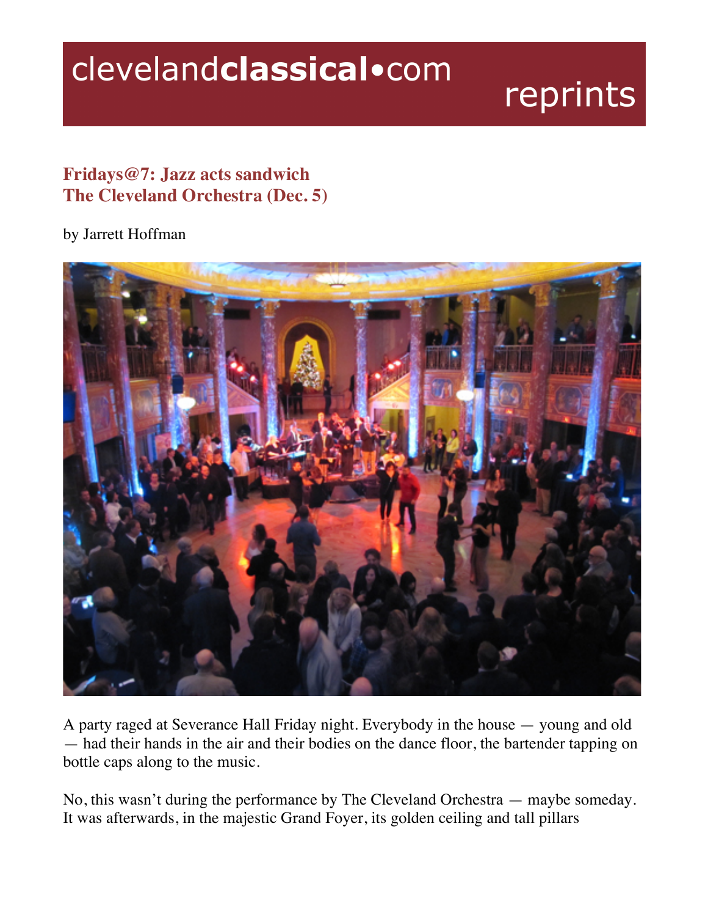clevelandclassical•com reprints

## Fridays@7: Jazz acts sandwich The Cleveland Orchestra (Dec. 5)

by Jarrett Hoffman

A party raged at Severance Hall Friday night. Everybody in the house — young and old — had their hands in the air and their bodies on the dance floor, the bartender tapping on bottle caps along to the music.

No, this wasn't during the performance by The Cleveland Orchestra — maybe someday. It was afterwards, in the majestic Grand Foyer, its golden ceiling and tall pillars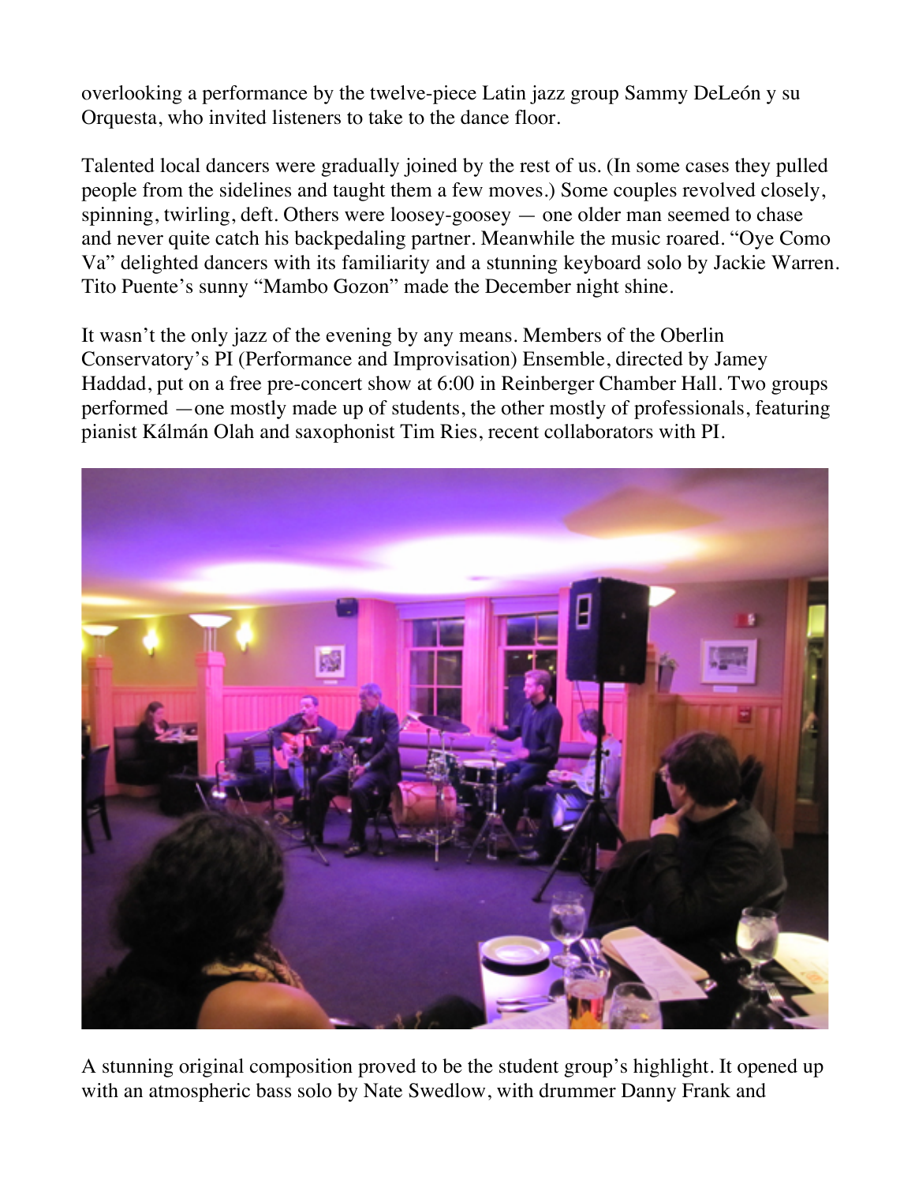overlooking a performance by the twelve-piece Latin jazz group Sammy DeLeón y su Orquesta, who invited listeners to take to the dance floor.

Talented local dancers were gradually joined by the rest of us. (In some cases they pulled people from the sidelines and taught them a few moves.) Some couples revolved closely, spinning, twirling, deft. Others were loosey-goosey — one older man seemed to chase and never quite catch his backpedaling partner. Meanwhile the music roared. "Oye Como Va" delighted dancers with its familiarity and a stunning keyboard solo by Jackie Warren. Tito Puente's sunny "Mambo Gozon" made the December night shine.

It wasn't the only jazz of the evening by any means. Members of the Oberlin Conservatory's PI (Performance and Improvisation) Ensemble, directed by Jamey Haddad, put on a free pre-concert show at 6:00 in Reinberger Chamber Hall. Two groups performed —one mostly made up of students, the other mostly of professionals, featuring pianist Kálmán Olah and saxophonist Tim Ries, recent collaborators with PI.

A stunning original composition proved to be the student group's highlight. It opened up with an atmospheric bass solo by Nate Swedlow, with drummer Danny Frank and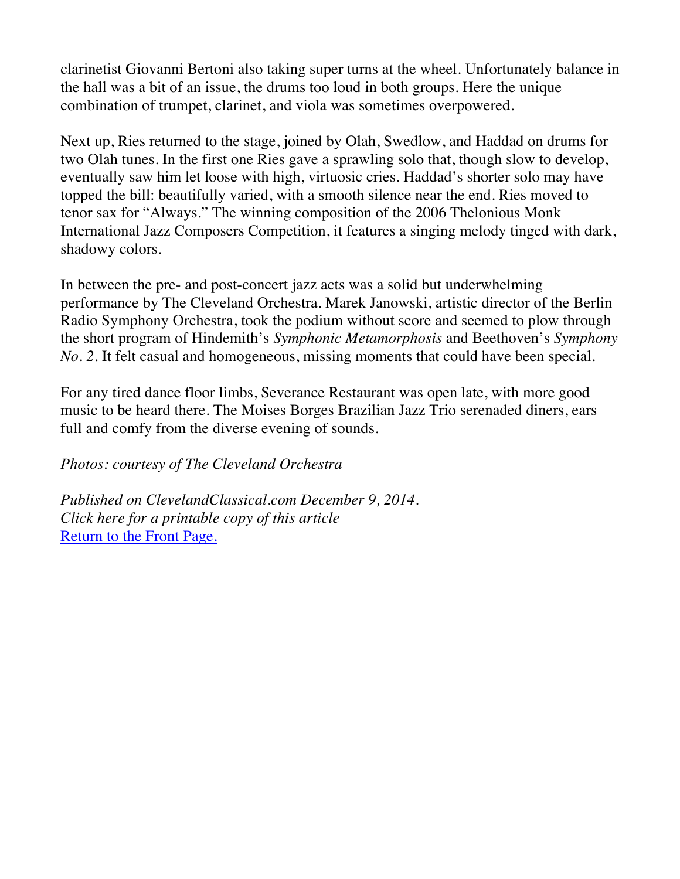clarinetist Giovanni Bertoni also taking super turns at the wheel. Unfortunately balance in the hall was a bit of an issue, the drums too loud in both groups. Here the unique combination of trumpet, clarinet, and viola was sometimes overpowered.

Next up, Ries returned to the stage, joined by Olah, Swedlow, and Haddad on drums for two Olah tunes. In the first one Ries gave a sprawling solo that, though slow to develop, eventually saw him let loose with high, virtuosic cries. Haddad's shorter solo may have topped the bill: beautifully varied, with a smooth silence near the end. Ries moved to tenor sax for "Always." The winning composition of the 2006 Thelonious Monk International Jazz Composers Competition, it features a singing melody tinged with dark, shadowy colors.

In between the pre- and post-concert jazz acts was a solid but underwhelming performance by The Cleveland Orchestra. Marek Janowski, artistic director of the Berlin Radio Symphony Orchestra, took the podium without score and seemed to plow through the short program of Hindemith's *Symphonic Metamorphosis* and Beethoven's *Symphony No. 2*. It felt casual and homogeneous, missing moments that could have been special.

For any tired dance floor limbs, Severance Restaurant was open late, with more good music to be heard there. The Moises Borges Brazilian Jazz Trio serenaded diners, ears full and comfy from the diverse evening of sounds.

*Photos: courtesy of The Cleveland Orchestra*

*Published on ClevelandClassical.com December 9, 2014.*
*Click here for a printable copy of this article*
[Return to the Front Page.]()